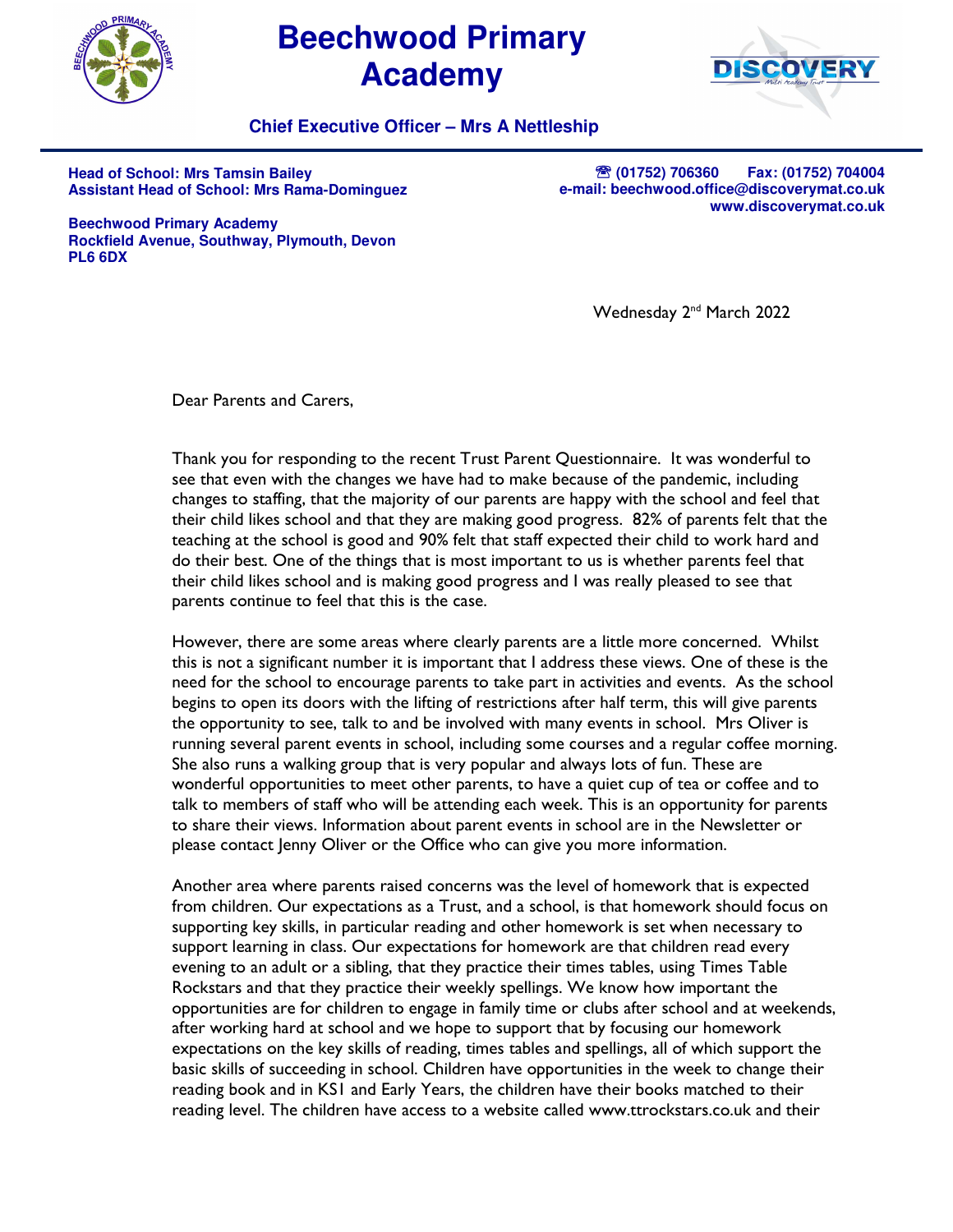# Beechwood Primary Academy

**Chief Executive Officer – Mrs A Nettleship**

**Head of School: Mrs Tamsin Bailey**
**Assistant Head of School: Mrs Rama-Dominguez**

**☎ (01752) 706360 Fax: (01752) 704004**
**e-mail: beechwood.office@discoverymat.co.uk**
**www.discoverymat.co.uk**

**Beechwood Primary Academy**
**Rockfield Avenue, Southway, Plymouth, Devon**
**PL6 6DX**

Wednesday 2nd March 2022

Dear Parents and Carers,

Thank you for responding to the recent Trust Parent Questionnaire. It was wonderful to see that even with the changes we have had to make because of the pandemic, including changes to staffing, that the majority of our parents are happy with the school and feel that their child likes school and that they are making good progress. 82% of parents felt that the teaching at the school is good and 90% felt that staff expected their child to work hard and do their best. One of the things that is most important to us is whether parents feel that their child likes school and is making good progress and I was really pleased to see that parents continue to feel that this is the case.

However, there are some areas where clearly parents are a little more concerned. Whilst this is not a significant number it is important that I address these views. One of these is the need for the school to encourage parents to take part in activities and events. As the school begins to open its doors with the lifting of restrictions after half term, this will give parents the opportunity to see, talk to and be involved with many events in school. Mrs Oliver is running several parent events in school, including some courses and a regular coffee morning. She also runs a walking group that is very popular and always lots of fun. These are wonderful opportunities to meet other parents, to have a quiet cup of tea or coffee and to talk to members of staff who will be attending each week. This is an opportunity for parents to share their views. Information about parent events in school are in the Newsletter or please contact Jenny Oliver or the Office who can give you more information.

Another area where parents raised concerns was the level of homework that is expected from children. Our expectations as a Trust, and a school, is that homework should focus on supporting key skills, in particular reading and other homework is set when necessary to support learning in class. Our expectations for homework are that children read every evening to an adult or a sibling, that they practice their times tables, using Times Table Rockstars and that they practice their weekly spellings. We know how important the opportunities are for children to engage in family time or clubs after school and at weekends, after working hard at school and we hope to support that by focusing our homework expectations on the key skills of reading, times tables and spellings, all of which support the basic skills of succeeding in school. Children have opportunities in the week to change their reading book and in KS1 and Early Years, the children have their books matched to their reading level. The children have access to a website called www.ttrockstars.co.uk and their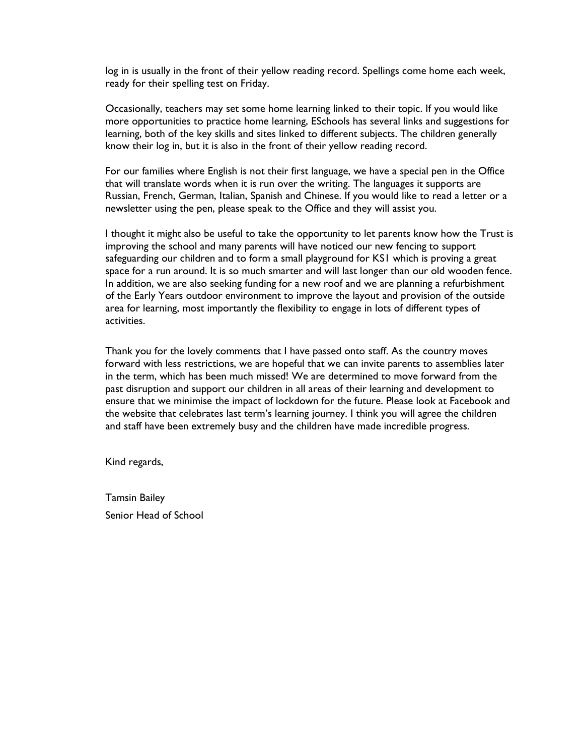log in is usually in the front of their yellow reading record. Spellings come home each week, ready for their spelling test on Friday.

Occasionally, teachers may set some home learning linked to their topic. If you would like more opportunities to practice home learning, ESchools has several links and suggestions for learning, both of the key skills and sites linked to different subjects. The children generally know their log in, but it is also in the front of their yellow reading record.

For our families where English is not their first language, we have a special pen in the Office that will translate words when it is run over the writing. The languages it supports are Russian, French, German, Italian, Spanish and Chinese. If you would like to read a letter or a newsletter using the pen, please speak to the Office and they will assist you.

I thought it might also be useful to take the opportunity to let parents know how the Trust is improving the school and many parents will have noticed our new fencing to support safeguarding our children and to form a small playground for KS1 which is proving a great space for a run around. It is so much smarter and will last longer than our old wooden fence. In addition, we are also seeking funding for a new roof and we are planning a refurbishment of the Early Years outdoor environment to improve the layout and provision of the outside area for learning, most importantly the flexibility to engage in lots of different types of activities.

Thank you for the lovely comments that I have passed onto staff. As the country moves forward with less restrictions, we are hopeful that we can invite parents to assemblies later in the term, which has been much missed! We are determined to move forward from the past disruption and support our children in all areas of their learning and development to ensure that we minimise the impact of lockdown for the future. Please look at Facebook and the website that celebrates last term's learning journey. I think you will agree the children and staff have been extremely busy and the children have made incredible progress.

Kind regards,

Tamsin Bailey
Senior Head of School